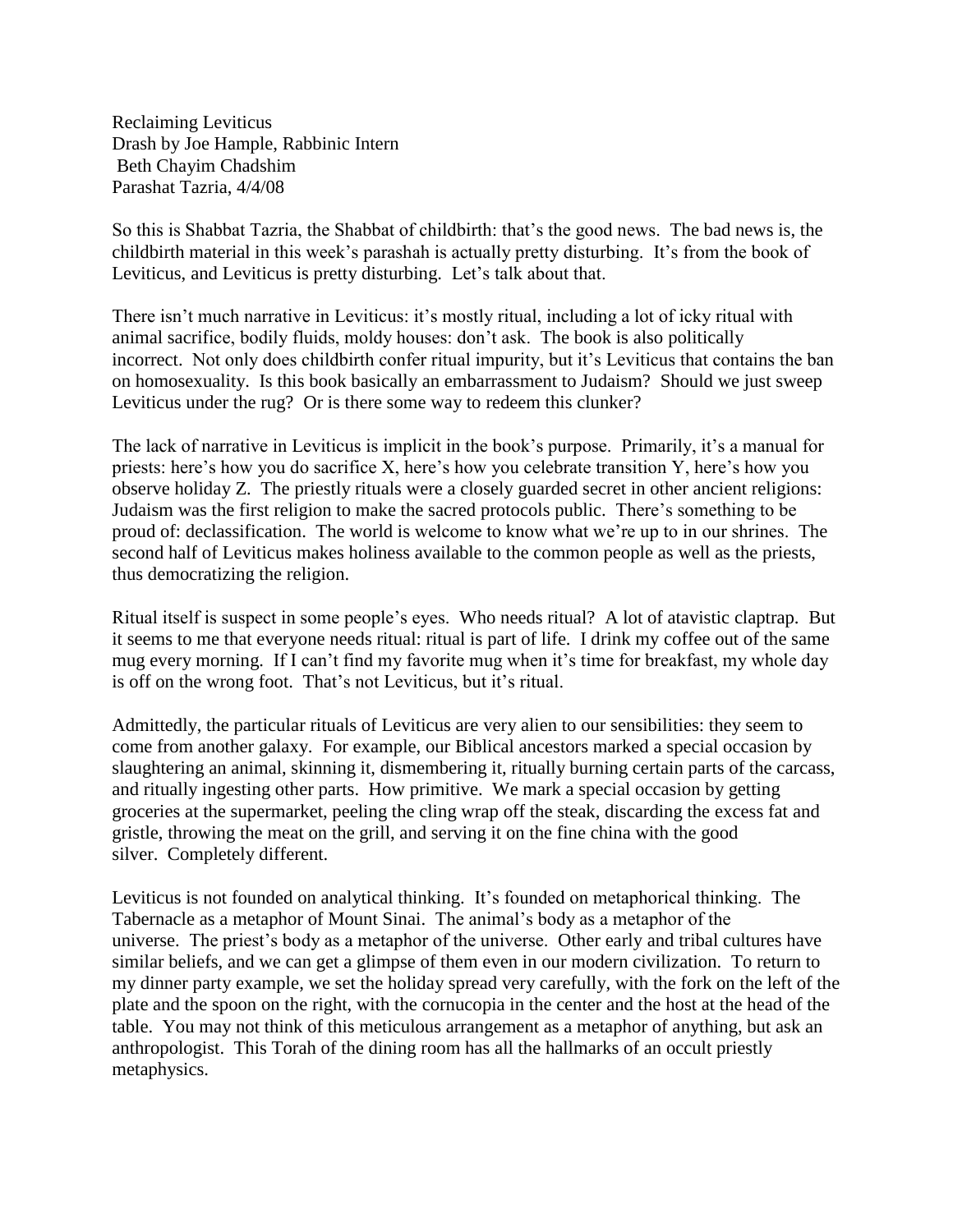Reclaiming Leviticus
Drash by Joe Hample, Rabbinic Intern
Beth Chayim Chadshim
Parashat Tazria, 4/4/08

So this is Shabbat Tazria, the Shabbat of childbirth: that's the good news. The bad news is, the childbirth material in this week's parashah is actually pretty disturbing. It's from the book of Leviticus, and Leviticus is pretty disturbing. Let's talk about that.

There isn't much narrative in Leviticus: it's mostly ritual, including a lot of icky ritual with animal sacrifice, bodily fluids, moldy houses: don't ask. The book is also politically incorrect. Not only does childbirth confer ritual impurity, but it's Leviticus that contains the ban on homosexuality. Is this book basically an embarrassment to Judaism? Should we just sweep Leviticus under the rug? Or is there some way to redeem this clunker?

The lack of narrative in Leviticus is implicit in the book's purpose. Primarily, it's a manual for priests: here's how you do sacrifice X, here's how you celebrate transition Y, here's how you observe holiday Z. The priestly rituals were a closely guarded secret in other ancient religions: Judaism was the first religion to make the sacred protocols public. There's something to be proud of: declassification. The world is welcome to know what we're up to in our shrines. The second half of Leviticus makes holiness available to the common people as well as the priests, thus democratizing the religion.

Ritual itself is suspect in some people's eyes. Who needs ritual? A lot of atavistic claptrap. But it seems to me that everyone needs ritual: ritual is part of life. I drink my coffee out of the same mug every morning. If I can't find my favorite mug when it's time for breakfast, my whole day is off on the wrong foot. That's not Leviticus, but it's ritual.

Admittedly, the particular rituals of Leviticus are very alien to our sensibilities: they seem to come from another galaxy. For example, our Biblical ancestors marked a special occasion by slaughtering an animal, skinning it, dismembering it, ritually burning certain parts of the carcass, and ritually ingesting other parts. How primitive. We mark a special occasion by getting groceries at the supermarket, peeling the cling wrap off the steak, discarding the excess fat and gristle, throwing the meat on the grill, and serving it on the fine china with the good silver. Completely different.

Leviticus is not founded on analytical thinking. It's founded on metaphorical thinking. The Tabernacle as a metaphor of Mount Sinai. The animal's body as a metaphor of the universe. The priest's body as a metaphor of the universe. Other early and tribal cultures have similar beliefs, and we can get a glimpse of them even in our modern civilization. To return to my dinner party example, we set the holiday spread very carefully, with the fork on the left of the plate and the spoon on the right, with the cornucopia in the center and the host at the head of the table. You may not think of this meticulous arrangement as a metaphor of anything, but ask an anthropologist. This Torah of the dining room has all the hallmarks of an occult priestly metaphysics.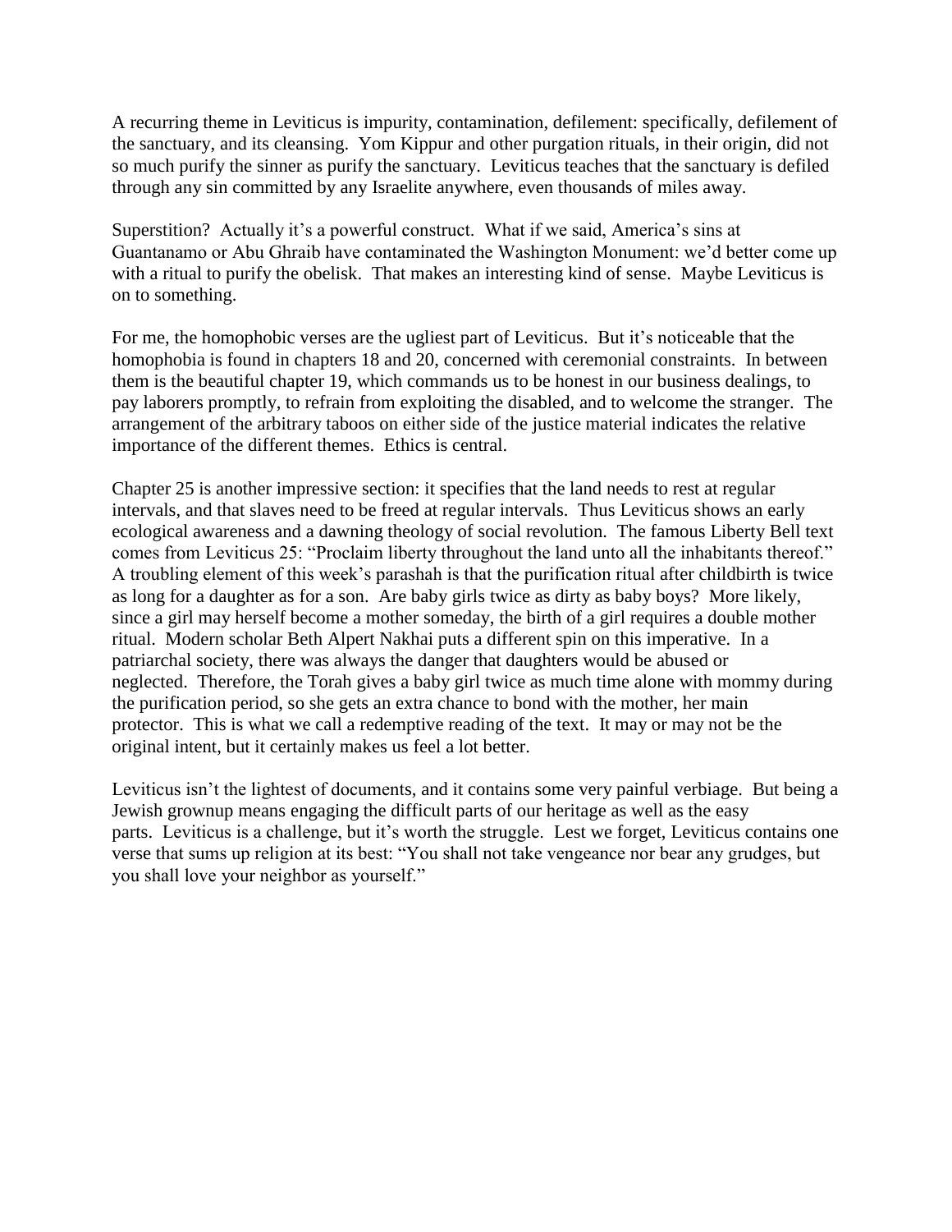A recurring theme in Leviticus is impurity, contamination, defilement: specifically, defilement of the sanctuary, and its cleansing. Yom Kippur and other purgation rituals, in their origin, did not so much purify the sinner as purify the sanctuary. Leviticus teaches that the sanctuary is defiled through any sin committed by any Israelite anywhere, even thousands of miles away.

Superstition? Actually it's a powerful construct. What if we said, America's sins at Guantanamo or Abu Ghraib have contaminated the Washington Monument: we'd better come up with a ritual to purify the obelisk. That makes an interesting kind of sense. Maybe Leviticus is on to something.

For me, the homophobic verses are the ugliest part of Leviticus. But it's noticeable that the homophobia is found in chapters 18 and 20, concerned with ceremonial constraints. In between them is the beautiful chapter 19, which commands us to be honest in our business dealings, to pay laborers promptly, to refrain from exploiting the disabled, and to welcome the stranger. The arrangement of the arbitrary taboos on either side of the justice material indicates the relative importance of the different themes. Ethics is central.

Chapter 25 is another impressive section: it specifies that the land needs to rest at regular intervals, and that slaves need to be freed at regular intervals. Thus Leviticus shows an early ecological awareness and a dawning theology of social revolution. The famous Liberty Bell text comes from Leviticus 25: "Proclaim liberty throughout the land unto all the inhabitants thereof." A troubling element of this week's parashah is that the purification ritual after childbirth is twice as long for a daughter as for a son. Are baby girls twice as dirty as baby boys? More likely, since a girl may herself become a mother someday, the birth of a girl requires a double mother ritual. Modern scholar Beth Alpert Nakhai puts a different spin on this imperative. In a patriarchal society, there was always the danger that daughters would be abused or neglected. Therefore, the Torah gives a baby girl twice as much time alone with mommy during the purification period, so she gets an extra chance to bond with the mother, her main protector. This is what we call a redemptive reading of the text. It may or may not be the original intent, but it certainly makes us feel a lot better.

Leviticus isn't the lightest of documents, and it contains some very painful verbiage. But being a Jewish grownup means engaging the difficult parts of our heritage as well as the easy parts. Leviticus is a challenge, but it's worth the struggle. Lest we forget, Leviticus contains one verse that sums up religion at its best: "You shall not take vengeance nor bear any grudges, but you shall love your neighbor as yourself."